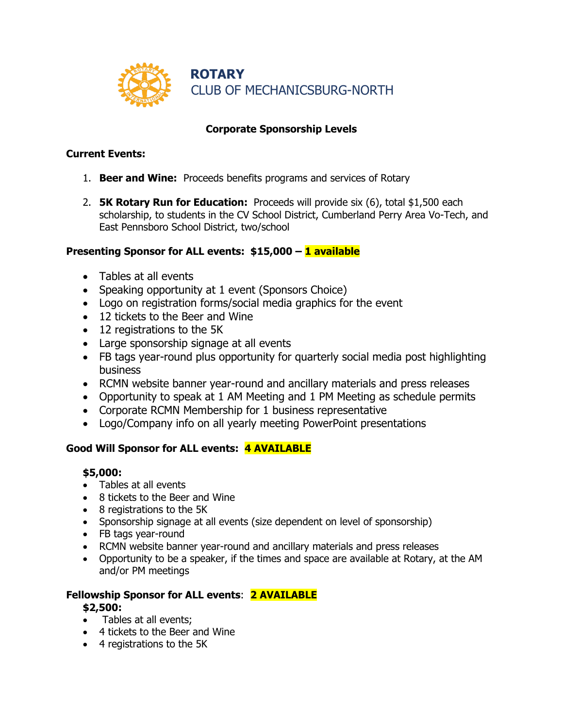# ROTARY
## CLUB OF MECHANICSBURG-NORTH

### Corporate Sponsorship Levels

**Current Events:**

1. **Beer and Wine:** Proceeds benefits programs and services of Rotary
2. **5K Rotary Run for Education:** Proceeds will provide six (6), total $1,500 each scholarship, to students in the CV School District, Cumberland Perry Area Vo-Tech, and East Pennsboro School District, two/school

**Presenting Sponsor for ALL events: $15,000 – 1 available**

- Tables at all events
- Speaking opportunity at 1 event (Sponsors Choice)
- Logo on registration forms/social media graphics for the event
- 12 tickets to the Beer and Wine
- 12 registrations to the 5K
- Large sponsorship signage at all events
- FB tags year-round plus opportunity for quarterly social media post highlighting business
- RCMN website banner year-round and ancillary materials and press releases
- Opportunity to speak at 1 AM Meeting and 1 PM Meeting as schedule permits
- Corporate RCMN Membership for 1 business representative
- Logo/Company info on all yearly meeting PowerPoint presentations

**Good Will Sponsor for ALL events: 4 AVAILABLE**

**$5,000:**

- Tables at all events
- 8 tickets to the Beer and Wine
- 8 registrations to the 5K
- Sponsorship signage at all events (size dependent on level of sponsorship)
- FB tags year-round
- RCMN website banner year-round and ancillary materials and press releases
- Opportunity to be a speaker, if the times and space are available at Rotary, at the AM and/or PM meetings

**Fellowship Sponsor for ALL events: 2 AVAILABLE**

**$2,500:**

- Tables at all events;
- 4 tickets to the Beer and Wine
- 4 registrations to the 5K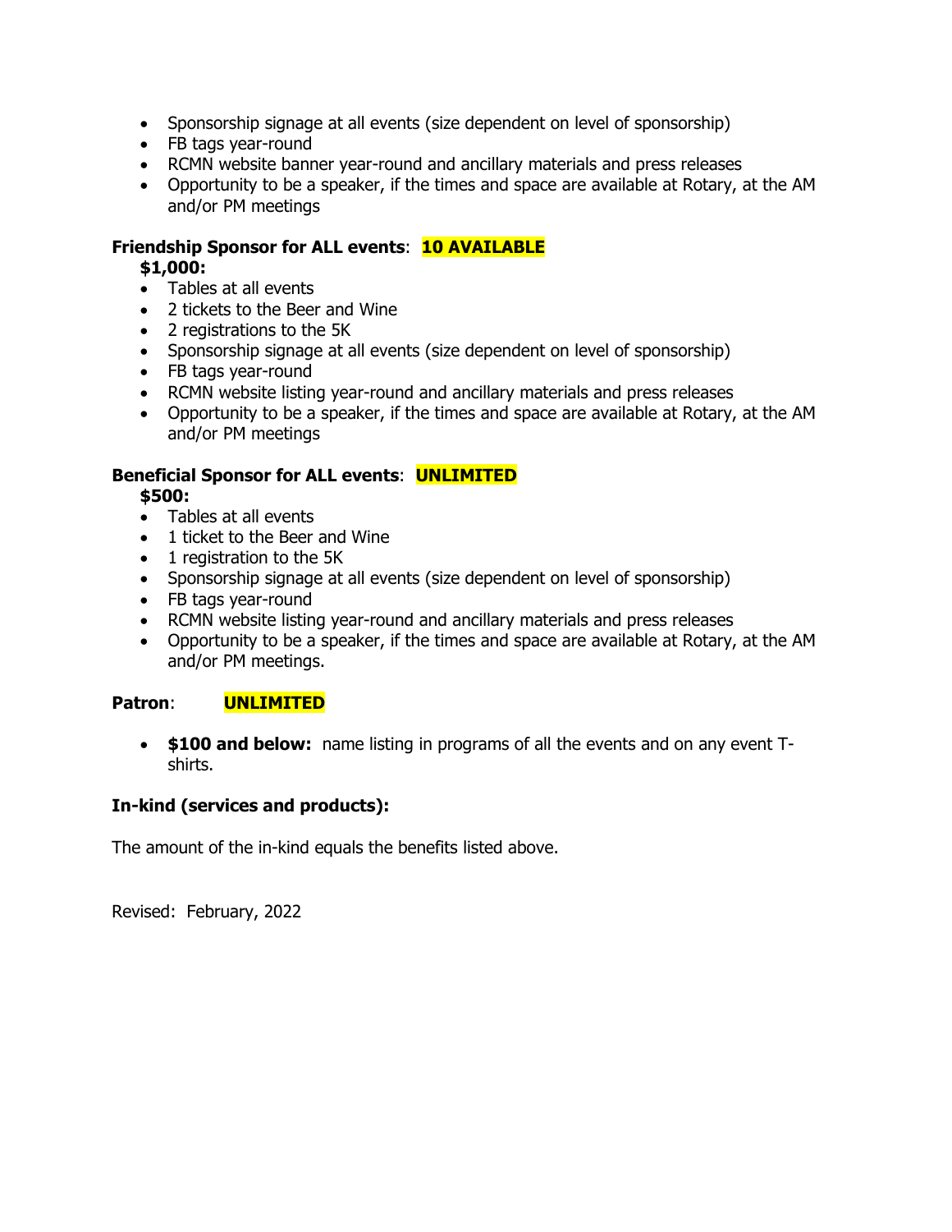- Sponsorship signage at all events (size dependent on level of sponsorship)
- FB tags year-round
- RCMN website banner year-round and ancillary materials and press releases
- Opportunity to be a speaker, if the times and space are available at Rotary, at the AM and/or PM meetings

**Friendship Sponsor for ALL events**: **10 AVAILABLE**

**$1,000:**

- Tables at all events
- 2 tickets to the Beer and Wine
- 2 registrations to the 5K
- Sponsorship signage at all events (size dependent on level of sponsorship)
- FB tags year-round
- RCMN website listing year-round and ancillary materials and press releases
- Opportunity to be a speaker, if the times and space are available at Rotary, at the AM and/or PM meetings

**Beneficial Sponsor for ALL events**: **UNLIMITED**

**$500:**

- Tables at all events
- 1 ticket to the Beer and Wine
- 1 registration to the 5K
- Sponsorship signage at all events (size dependent on level of sponsorship)
- FB tags year-round
- RCMN website listing year-round and ancillary materials and press releases
- Opportunity to be a speaker, if the times and space are available at Rotary, at the AM and/or PM meetings.

**Patron**: **UNLIMITED**

- **$100 and below:** name listing in programs of all the events and on any event T-shirts.

**In-kind (services and products):**

The amount of the in-kind equals the benefits listed above.

Revised: February, 2022